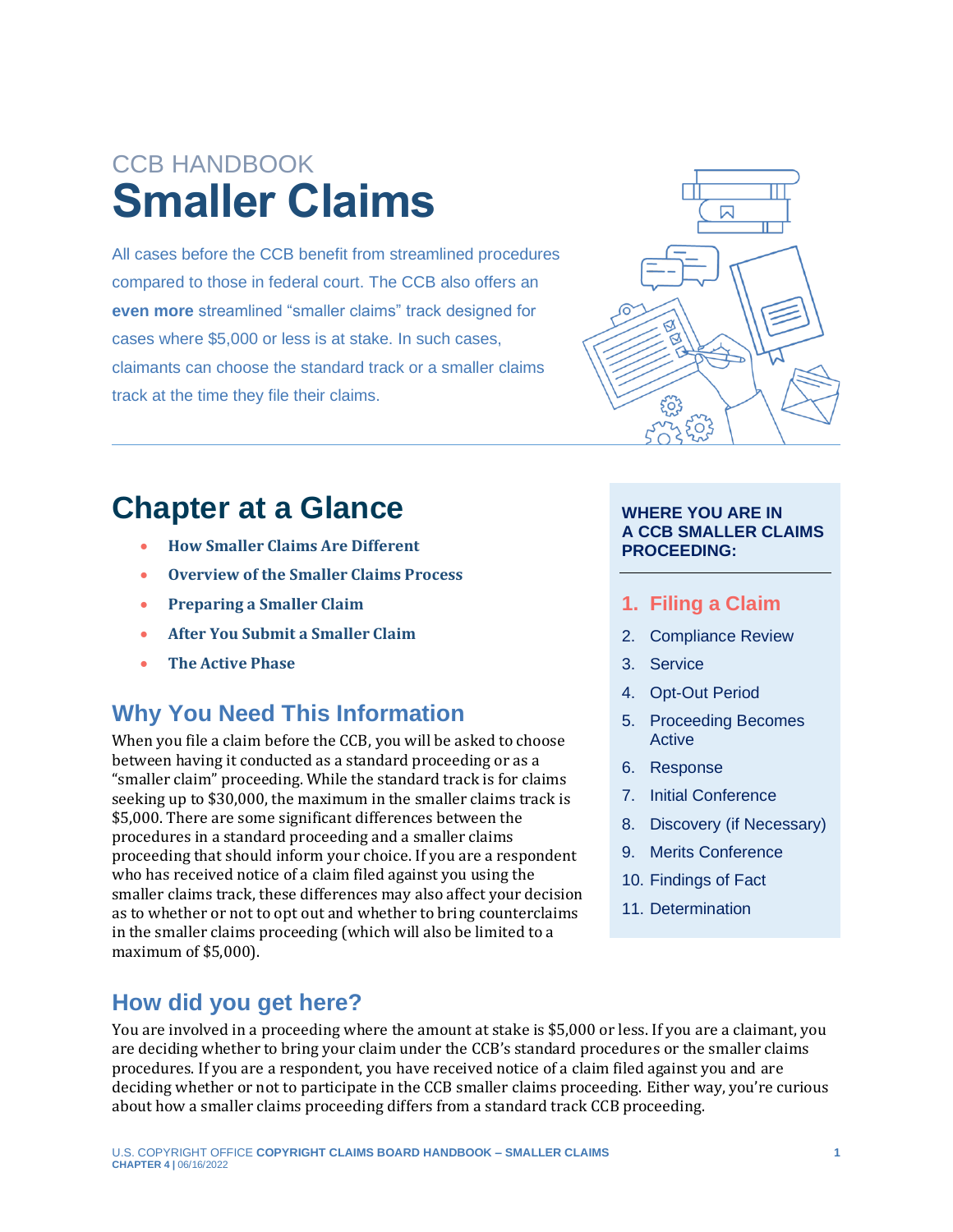CCB HANDBOOK

# Smaller Claims

All cases before the CCB benefit from streamlined procedures compared to those in federal court. The CCB also offers an **even more** streamlined "smaller claims" track designed for cases where $5,000 or less is at stake. In such cases, claimants can choose the standard track or a smaller claims track at the time they file their claims.

## Chapter at a Glance

- **How Smaller Claims Are Different**
- **Overview of the Smaller Claims Process**
- **Preparing a Smaller Claim**
- **After You Submit a Smaller Claim**
- **The Active Phase**

**WHERE YOU ARE IN A CCB SMALLER CLAIMS PROCEEDING:**

1. **Filing a Claim**
2. Compliance Review
3. Service
4. Opt-Out Period
5. Proceeding Becomes Active
6. Response
7. Initial Conference
8. Discovery (if Necessary)
9. Merits Conference
10. Findings of Fact
11. Determination

## Why You Need This Information

When you file a claim before the CCB, you will be asked to choose between having it conducted as a standard proceeding or as a "smaller claim" proceeding. While the standard track is for claims seeking up to $30,000, the maximum in the smaller claims track is $5,000. There are some significant differences between the procedures in a standard proceeding and a smaller claims proceeding that should inform your choice. If you are a respondent who has received notice of a claim filed against you using the smaller claims track, these differences may also affect your decision as to whether or not to opt out and whether to bring counterclaims in the smaller claims proceeding (which will also be limited to a maximum of $5,000).

## How did you get here?

You are involved in a proceeding where the amount at stake is $5,000 or less. If you are a claimant, you are deciding whether to bring your claim under the CCB's standard procedures or the smaller claims procedures. If you are a respondent, you have received notice of a claim filed against you and are deciding whether or not to participate in the CCB smaller claims proceeding. Either way, you're curious about how a smaller claims proceeding differs from a standard track CCB proceeding.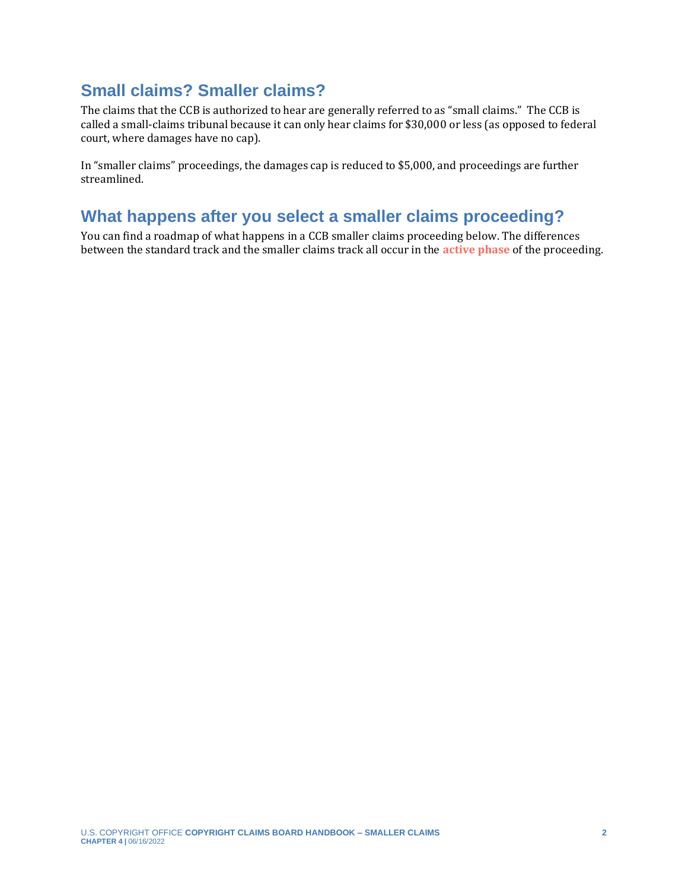## Small claims? Smaller claims?

The claims that the CCB is authorized to hear are generally referred to as "small claims." The CCB is called a small-claims tribunal because it can only hear claims for $30,000 or less (as opposed to federal court, where damages have no cap).

In "smaller claims" proceedings, the damages cap is reduced to $5,000, and proceedings are further streamlined.

## What happens after you select a smaller claims proceeding?

You can find a roadmap of what happens in a CCB smaller claims proceeding below. The differences between the standard track and the smaller claims track all occur in the **active phase** of the proceeding.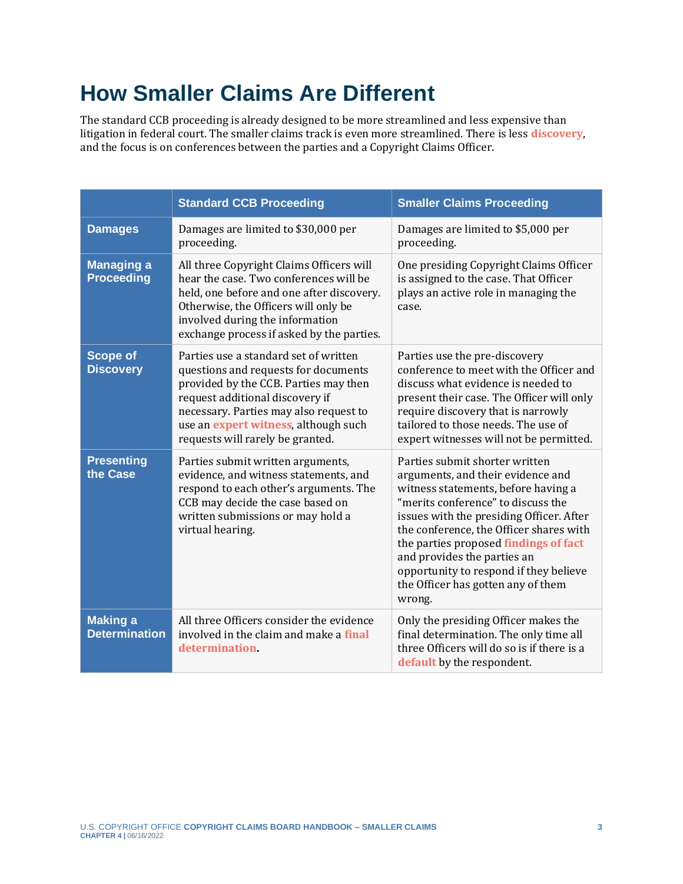# How Smaller Claims Are Different

The standard CCB proceeding is already designed to be more streamlined and less expensive than litigation in federal court. The smaller claims track is even more streamlined. There is less **discovery**, and the focus is on conferences between the parties and a Copyright Claims Officer.

| | Standard CCB Proceeding | Smaller Claims Proceeding |
|---|---|---|
| **Damages** | Damages are limited to $30,000 per proceeding. | Damages are limited to $5,000 per proceeding. |
| **Managing a Proceeding** | All three Copyright Claims Officers will hear the case. Two conferences will be held, one before and one after discovery. Otherwise, the Officers will only be involved during the information exchange process if asked by the parties. | One presiding Copyright Claims Officer is assigned to the case. That Officer plays an active role in managing the case. |
| **Scope of Discovery** | Parties use a standard set of written questions and requests for documents provided by the CCB. Parties may then request additional discovery if necessary. Parties may also request to use an **expert witness**, although such requests will rarely be granted. | Parties use the pre-discovery conference to meet with the Officer and discuss what evidence is needed to present their case. The Officer will only require discovery that is narrowly tailored to those needs. The use of expert witnesses will not be permitted. |
| **Presenting the Case** | Parties submit written arguments, evidence, and witness statements, and respond to each other's arguments. The CCB may decide the case based on written submissions or may hold a virtual hearing. | Parties submit shorter written arguments, and their evidence and witness statements, before having a "merits conference" to discuss the issues with the presiding Officer. After the conference, the Officer shares with the parties proposed **findings of fact** and provides the parties an opportunity to respond if they believe the Officer has gotten any of them wrong. |
| **Making a Determination** | All three Officers consider the evidence involved in the claim and make a **final determination**. | Only the presiding Officer makes the final determination. The only time all three Officers will do so is if there is a **default** by the respondent. |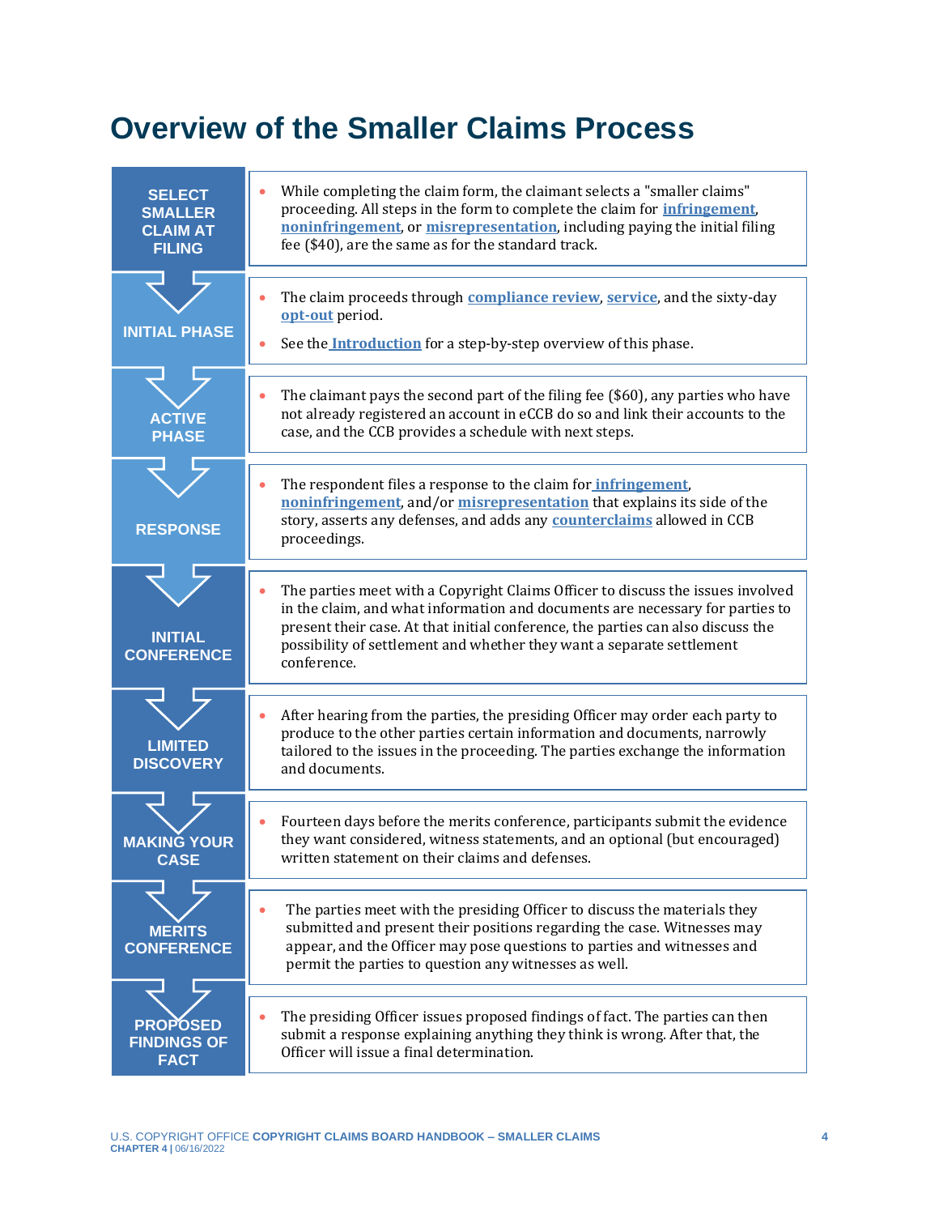# Overview of the Smaller Claims Process

| Step | Description |
| --- | --- |
| **SELECT SMALLER CLAIM AT FILING** | • While completing the claim form, the claimant selects a "smaller claims" proceeding. All steps in the form to complete the claim for **infringement**, **noninfringement**, or **misrepresentation**, including paying the initial filing fee ($40), are the same as for the standard track. |
| **INITIAL PHASE** | • The claim proceeds through **compliance review**, **service**, and the sixty-day **opt-out** period.<br>• See the **Introduction** for a step-by-step overview of this phase. |
| **ACTIVE PHASE** | • The claimant pays the second part of the filing fee ($60), any parties who have not already registered an account in eCCB do so and link their accounts to the case, and the CCB provides a schedule with next steps. |
| **RESPONSE** | • The respondent files a response to the claim for **infringement**, **noninfringement**, and/or **misrepresentation** that explains its side of the story, asserts any defenses, and adds any **counterclaims** allowed in CCB proceedings. |
| **INITIAL CONFERENCE** | • The parties meet with a Copyright Claims Officer to discuss the issues involved in the claim, and what information and documents are necessary for parties to present their case. At that initial conference, the parties can also discuss the possibility of settlement and whether they want a separate settlement conference. |
| **LIMITED DISCOVERY** | • After hearing from the parties, the presiding Officer may order each party to produce to the other parties certain information and documents, narrowly tailored to the issues in the proceeding. The parties exchange the information and documents. |
| **MAKING YOUR CASE** | • Fourteen days before the merits conference, participants submit the evidence they want considered, witness statements, and an optional (but encouraged) written statement on their claims and defenses. |
| **MERITS CONFERENCE** | • The parties meet with the presiding Officer to discuss the materials they submitted and present their positions regarding the case. Witnesses may appear, and the Officer may pose questions to parties and witnesses and permit the parties to question any witnesses as well. |
| **PROPOSED FINDINGS OF FACT** | • The presiding Officer issues proposed findings of fact. The parties can then submit a response explaining anything they think is wrong. After that, the Officer will issue a final determination. |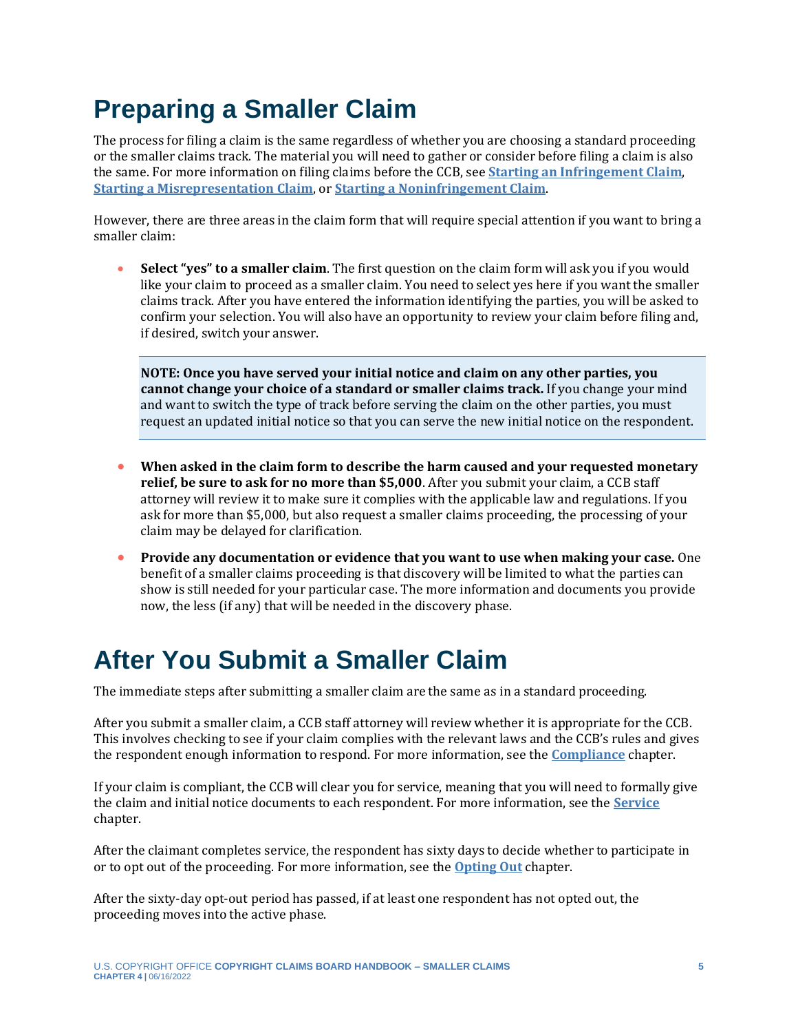# Preparing a Smaller Claim

The process for filing a claim is the same regardless of whether you are choosing a standard proceeding or the smaller claims track. The material you will need to gather or consider before filing a claim is also the same. For more information on filing claims before the CCB, see **Starting an Infringement Claim**, **Starting a Misrepresentation Claim**, or **Starting a Noninfringement Claim**.

However, there are three areas in the claim form that will require special attention if you want to bring a smaller claim:

- **Select "yes" to a smaller claim**. The first question on the claim form will ask you if you would like your claim to proceed as a smaller claim. You need to select yes here if you want the smaller claims track. After you have entered the information identifying the parties, you will be asked to confirm your selection. You will also have an opportunity to review your claim before filing and, if desired, switch your answer.

  > **NOTE: Once you have served your initial notice and claim on any other parties, you cannot change your choice of a standard or smaller claims track.** If you change your mind and want to switch the type of track before serving the claim on the other parties, you must request an updated initial notice so that you can serve the new initial notice on the respondent.

- **When asked in the claim form to describe the harm caused and your requested monetary relief, be sure to ask for no more than $5,000**. After you submit your claim, a CCB staff attorney will review it to make sure it complies with the applicable law and regulations. If you ask for more than $5,000, but also request a smaller claims proceeding, the processing of your claim may be delayed for clarification.

- **Provide any documentation or evidence that you want to use when making your case.** One benefit of a smaller claims proceeding is that discovery will be limited to what the parties can show is still needed for your particular case. The more information and documents you provide now, the less (if any) that will be needed in the discovery phase.

# After You Submit a Smaller Claim

The immediate steps after submitting a smaller claim are the same as in a standard proceeding.

After you submit a smaller claim, a CCB staff attorney will review whether it is appropriate for the CCB. This involves checking to see if your claim complies with the relevant laws and the CCB's rules and gives the respondent enough information to respond. For more information, see the **Compliance** chapter.

If your claim is compliant, the CCB will clear you for service, meaning that you will need to formally give the claim and initial notice documents to each respondent. For more information, see the **Service** chapter.

After the claimant completes service, the respondent has sixty days to decide whether to participate in or to opt out of the proceeding. For more information, see the **Opting Out** chapter.

After the sixty-day opt-out period has passed, if at least one respondent has not opted out, the proceeding moves into the active phase.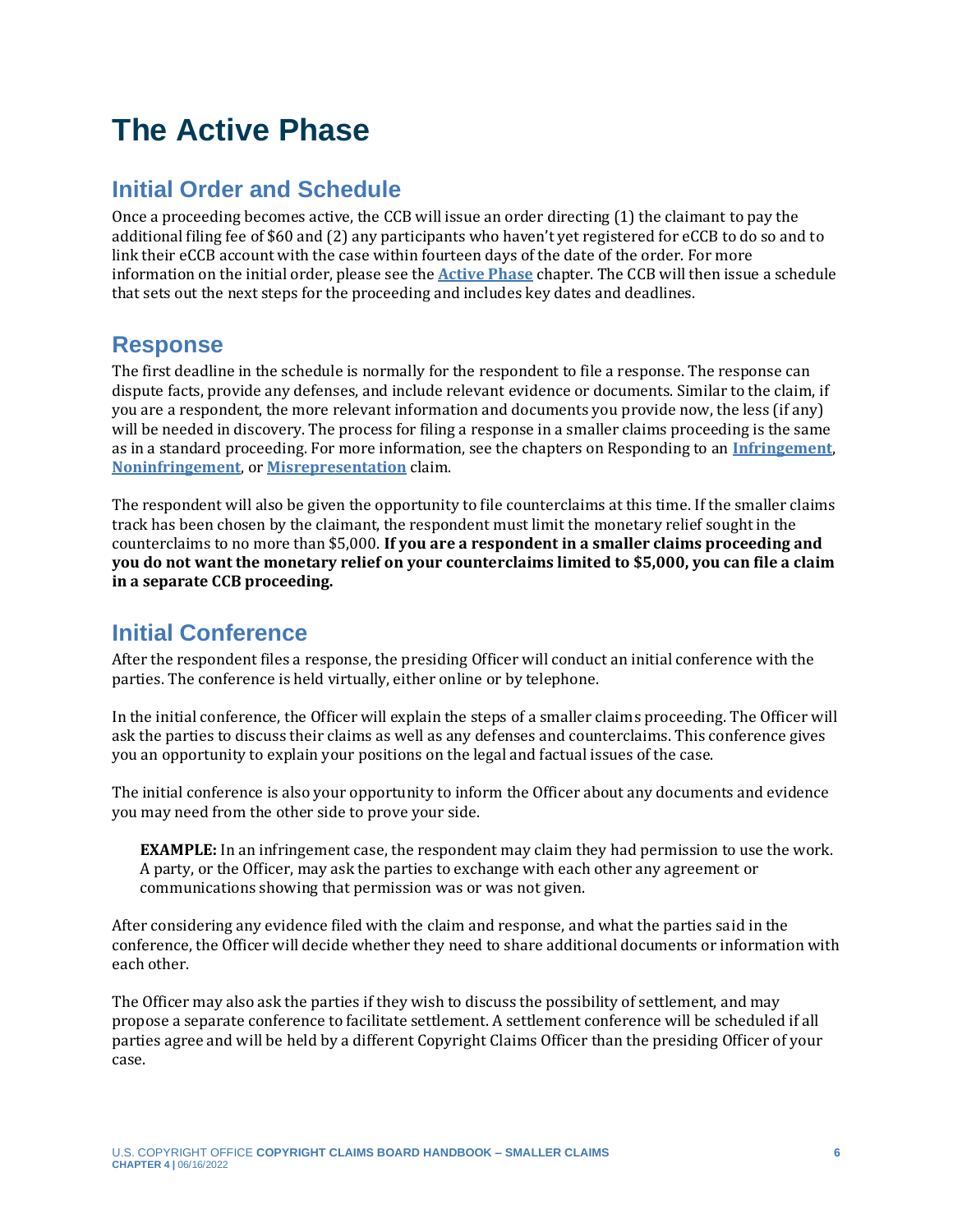# The Active Phase

## Initial Order and Schedule

Once a proceeding becomes active, the CCB will issue an order directing (1) the claimant to pay the additional filing fee of $60 and (2) any participants who haven't yet registered for eCCB to do so and to link their eCCB account with the case within fourteen days of the date of the order. For more information on the initial order, please see the **Active Phase** chapter. The CCB will then issue a schedule that sets out the next steps for the proceeding and includes key dates and deadlines.

## Response

The first deadline in the schedule is normally for the respondent to file a response. The response can dispute facts, provide any defenses, and include relevant evidence or documents. Similar to the claim, if you are a respondent, the more relevant information and documents you provide now, the less (if any) will be needed in discovery. The process for filing a response in a smaller claims proceeding is the same as in a standard proceeding. For more information, see the chapters on Responding to an **Infringement**, **Noninfringement**, or **Misrepresentation** claim.

The respondent will also be given the opportunity to file counterclaims at this time. If the smaller claims track has been chosen by the claimant, the respondent must limit the monetary relief sought in the counterclaims to no more than $5,000. **If you are a respondent in a smaller claims proceeding and you do not want the monetary relief on your counterclaims limited to $5,000, you can file a claim in a separate CCB proceeding.**

## Initial Conference

After the respondent files a response, the presiding Officer will conduct an initial conference with the parties. The conference is held virtually, either online or by telephone.

In the initial conference, the Officer will explain the steps of a smaller claims proceeding. The Officer will ask the parties to discuss their claims as well as any defenses and counterclaims. This conference gives you an opportunity to explain your positions on the legal and factual issues of the case.

The initial conference is also your opportunity to inform the Officer about any documents and evidence you may need from the other side to prove your side.

> **EXAMPLE:** In an infringement case, the respondent may claim they had permission to use the work. A party, or the Officer, may ask the parties to exchange with each other any agreement or communications showing that permission was or was not given.

After considering any evidence filed with the claim and response, and what the parties said in the conference, the Officer will decide whether they need to share additional documents or information with each other.

The Officer may also ask the parties if they wish to discuss the possibility of settlement, and may propose a separate conference to facilitate settlement. A settlement conference will be scheduled if all parties agree and will be held by a different Copyright Claims Officer than the presiding Officer of your case.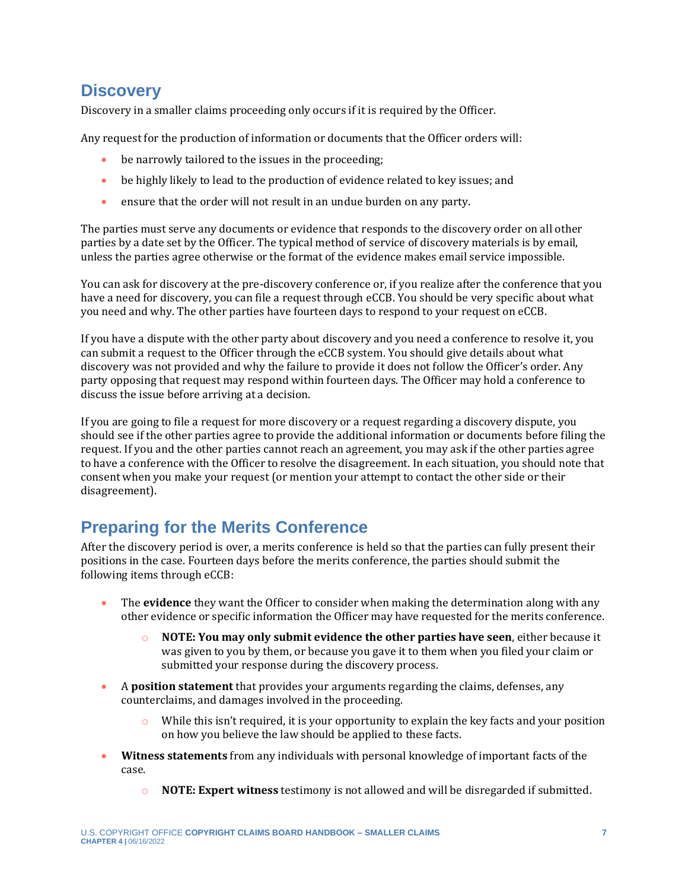## Discovery

Discovery in a smaller claims proceeding only occurs if it is required by the Officer.

Any request for the production of information or documents that the Officer orders will:

- be narrowly tailored to the issues in the proceeding;
- be highly likely to lead to the production of evidence related to key issues; and
- ensure that the order will not result in an undue burden on any party.

The parties must serve any documents or evidence that responds to the discovery order on all other parties by a date set by the Officer. The typical method of service of discovery materials is by email, unless the parties agree otherwise or the format of the evidence makes email service impossible.

You can ask for discovery at the pre-discovery conference or, if you realize after the conference that you have a need for discovery, you can file a request through eCCB. You should be very specific about what you need and why. The other parties have fourteen days to respond to your request on eCCB.

If you have a dispute with the other party about discovery and you need a conference to resolve it, you can submit a request to the Officer through the eCCB system. You should give details about what discovery was not provided and why the failure to provide it does not follow the Officer's order. Any party opposing that request may respond within fourteen days. The Officer may hold a conference to discuss the issue before arriving at a decision.

If you are going to file a request for more discovery or a request regarding a discovery dispute, you should see if the other parties agree to provide the additional information or documents before filing the request. If you and the other parties cannot reach an agreement, you may ask if the other parties agree to have a conference with the Officer to resolve the disagreement. In each situation, you should note that consent when you make your request (or mention your attempt to contact the other side or their disagreement).

## Preparing for the Merits Conference

After the discovery period is over, a merits conference is held so that the parties can fully present their positions in the case. Fourteen days before the merits conference, the parties should submit the following items through eCCB:

- The **evidence** they want the Officer to consider when making the determination along with any other evidence or specific information the Officer may have requested for the merits conference.
  - **NOTE: You may only submit evidence the other parties have seen**, either because it was given to you by them, or because you gave it to them when you filed your claim or submitted your response during the discovery process.
- A **position statement** that provides your arguments regarding the claims, defenses, any counterclaims, and damages involved in the proceeding.
  - While this isn't required, it is your opportunity to explain the key facts and your position on how you believe the law should be applied to these facts.
- **Witness statements** from any individuals with personal knowledge of important facts of the case.
  - **NOTE: Expert witness** testimony is not allowed and will be disregarded if submitted.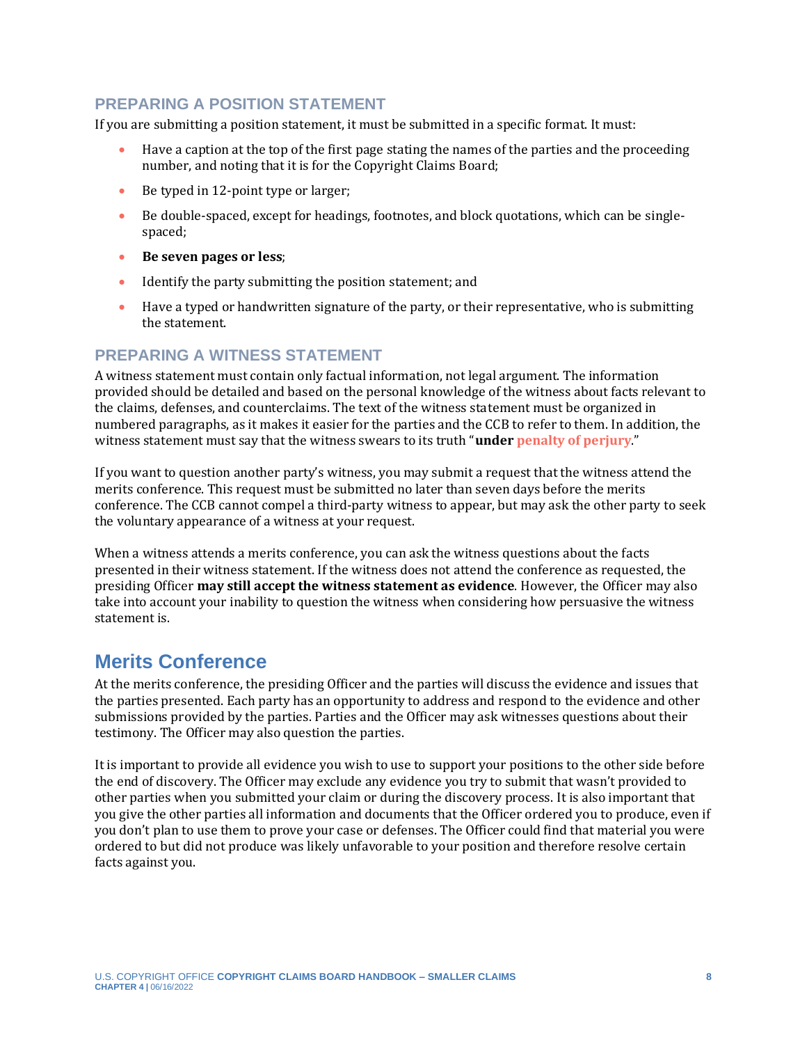### PREPARING A POSITION STATEMENT

If you are submitting a position statement, it must be submitted in a specific format. It must:

- Have a caption at the top of the first page stating the names of the parties and the proceeding number, and noting that it is for the Copyright Claims Board;
- Be typed in 12-point type or larger;
- Be double-spaced, except for headings, footnotes, and block quotations, which can be single-spaced;
- **Be seven pages or less**;
- Identify the party submitting the position statement; and
- Have a typed or handwritten signature of the party, or their representative, who is submitting the statement.

### PREPARING A WITNESS STATEMENT

A witness statement must contain only factual information, not legal argument. The information provided should be detailed and based on the personal knowledge of the witness about facts relevant to the claims, defenses, and counterclaims. The text of the witness statement must be organized in numbered paragraphs, as it makes it easier for the parties and the CCB to refer to them. In addition, the witness statement must say that the witness swears to its truth "**under penalty of perjury**."

If you want to question another party's witness, you may submit a request that the witness attend the merits conference. This request must be submitted no later than seven days before the merits conference. The CCB cannot compel a third-party witness to appear, but may ask the other party to seek the voluntary appearance of a witness at your request.

When a witness attends a merits conference, you can ask the witness questions about the facts presented in their witness statement. If the witness does not attend the conference as requested, the presiding Officer **may still accept the witness statement as evidence**. However, the Officer may also take into account your inability to question the witness when considering how persuasive the witness statement is.

## Merits Conference

At the merits conference, the presiding Officer and the parties will discuss the evidence and issues that the parties presented. Each party has an opportunity to address and respond to the evidence and other submissions provided by the parties. Parties and the Officer may ask witnesses questions about their testimony. The Officer may also question the parties.

It is important to provide all evidence you wish to use to support your positions to the other side before the end of discovery. The Officer may exclude any evidence you try to submit that wasn't provided to other parties when you submitted your claim or during the discovery process. It is also important that you give the other parties all information and documents that the Officer ordered you to produce, even if you don't plan to use them to prove your case or defenses. The Officer could find that material you were ordered to but did not produce was likely unfavorable to your position and therefore resolve certain facts against you.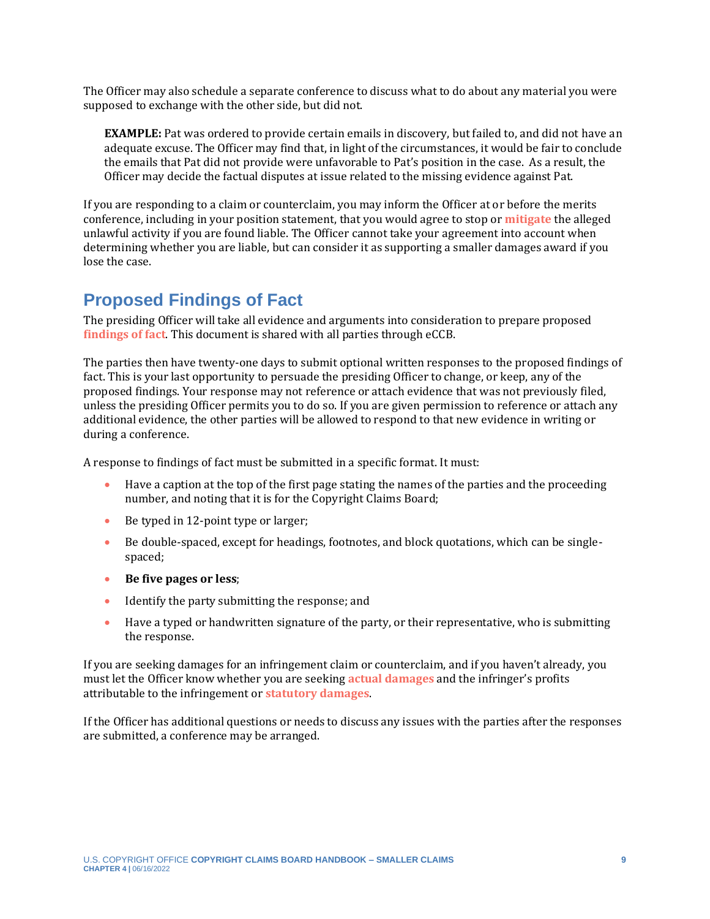The Officer may also schedule a separate conference to discuss what to do about any material you were supposed to exchange with the other side, but did not.

> **EXAMPLE:** Pat was ordered to provide certain emails in discovery, but failed to, and did not have an adequate excuse. The Officer may find that, in light of the circumstances, it would be fair to conclude the emails that Pat did not provide were unfavorable to Pat's position in the case. As a result, the Officer may decide the factual disputes at issue related to the missing evidence against Pat.

If you are responding to a claim or counterclaim, you may inform the Officer at or before the merits conference, including in your position statement, that you would agree to stop or **mitigate** the alleged unlawful activity if you are found liable. The Officer cannot take your agreement into account when determining whether you are liable, but can consider it as supporting a smaller damages award if you lose the case.

## Proposed Findings of Fact

The presiding Officer will take all evidence and arguments into consideration to prepare proposed **findings of fact**. This document is shared with all parties through eCCB.

The parties then have twenty-one days to submit optional written responses to the proposed findings of fact. This is your last opportunity to persuade the presiding Officer to change, or keep, any of the proposed findings. Your response may not reference or attach evidence that was not previously filed, unless the presiding Officer permits you to do so. If you are given permission to reference or attach any additional evidence, the other parties will be allowed to respond to that new evidence in writing or during a conference.

A response to findings of fact must be submitted in a specific format. It must:

- Have a caption at the top of the first page stating the names of the parties and the proceeding number, and noting that it is for the Copyright Claims Board;
- Be typed in 12-point type or larger;
- Be double-spaced, except for headings, footnotes, and block quotations, which can be single-spaced;
- **Be five pages or less**;
- Identify the party submitting the response; and
- Have a typed or handwritten signature of the party, or their representative, who is submitting the response.

If you are seeking damages for an infringement claim or counterclaim, and if you haven't already, you must let the Officer know whether you are seeking **actual damages** and the infringer's profits attributable to the infringement or **statutory damages**.

If the Officer has additional questions or needs to discuss any issues with the parties after the responses are submitted, a conference may be arranged.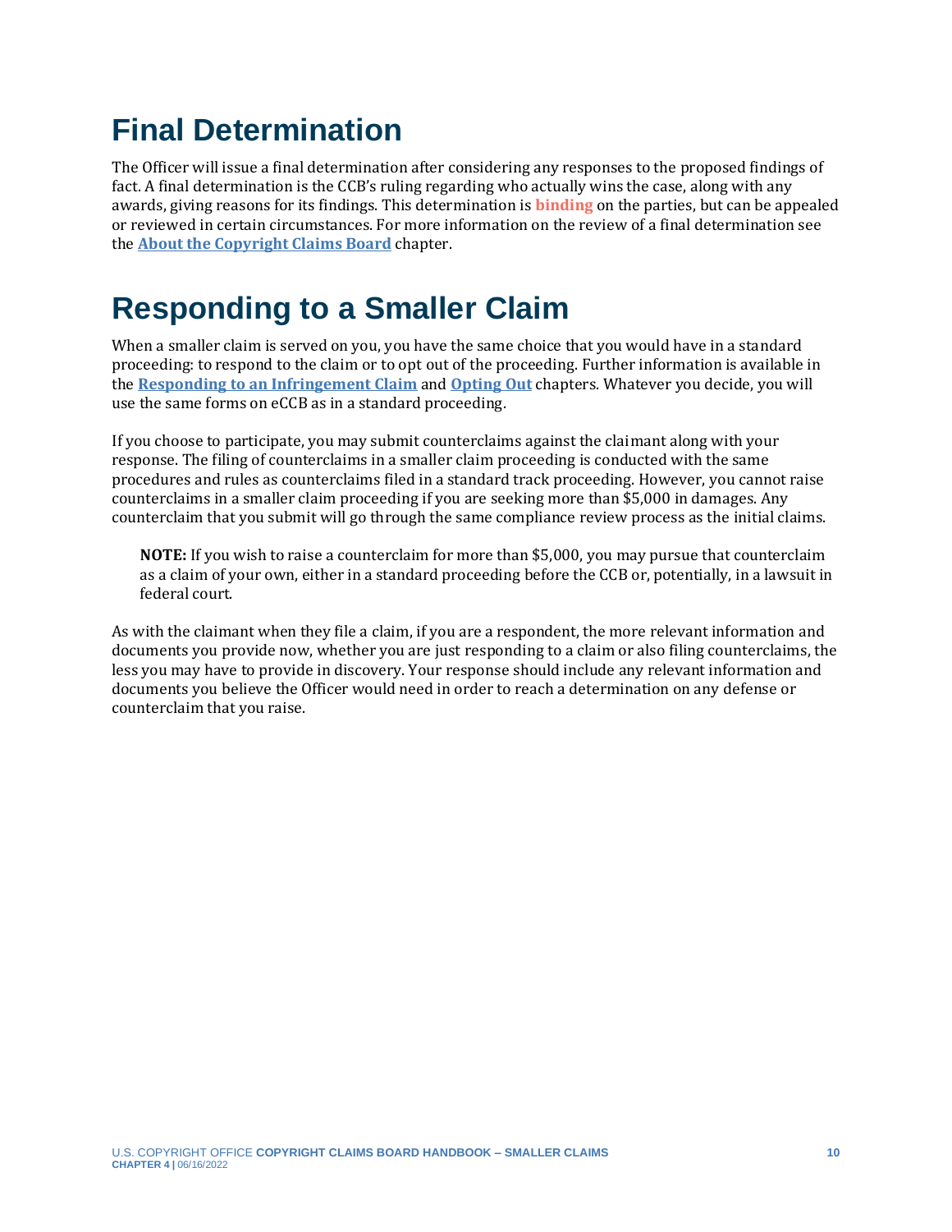# Final Determination

The Officer will issue a final determination after considering any responses to the proposed findings of fact. A final determination is the CCB's ruling regarding who actually wins the case, along with any awards, giving reasons for its findings. This determination is **binding** on the parties, but can be appealed or reviewed in certain circumstances. For more information on the review of a final determination see the **About the Copyright Claims Board** chapter.

# Responding to a Smaller Claim

When a smaller claim is served on you, you have the same choice that you would have in a standard proceeding: to respond to the claim or to opt out of the proceeding. Further information is available in the **Responding to an Infringement Claim** and **Opting Out** chapters. Whatever you decide, you will use the same forms on eCCB as in a standard proceeding.

If you choose to participate, you may submit counterclaims against the claimant along with your response. The filing of counterclaims in a smaller claim proceeding is conducted with the same procedures and rules as counterclaims filed in a standard track proceeding. However, you cannot raise counterclaims in a smaller claim proceeding if you are seeking more than $5,000 in damages. Any counterclaim that you submit will go through the same compliance review process as the initial claims.

> **NOTE:** If you wish to raise a counterclaim for more than $5,000, you may pursue that counterclaim as a claim of your own, either in a standard proceeding before the CCB or, potentially, in a lawsuit in federal court.

As with the claimant when they file a claim, if you are a respondent, the more relevant information and documents you provide now, whether you are just responding to a claim or also filing counterclaims, the less you may have to provide in discovery. Your response should include any relevant information and documents you believe the Officer would need in order to reach a determination on any defense or counterclaim that you raise.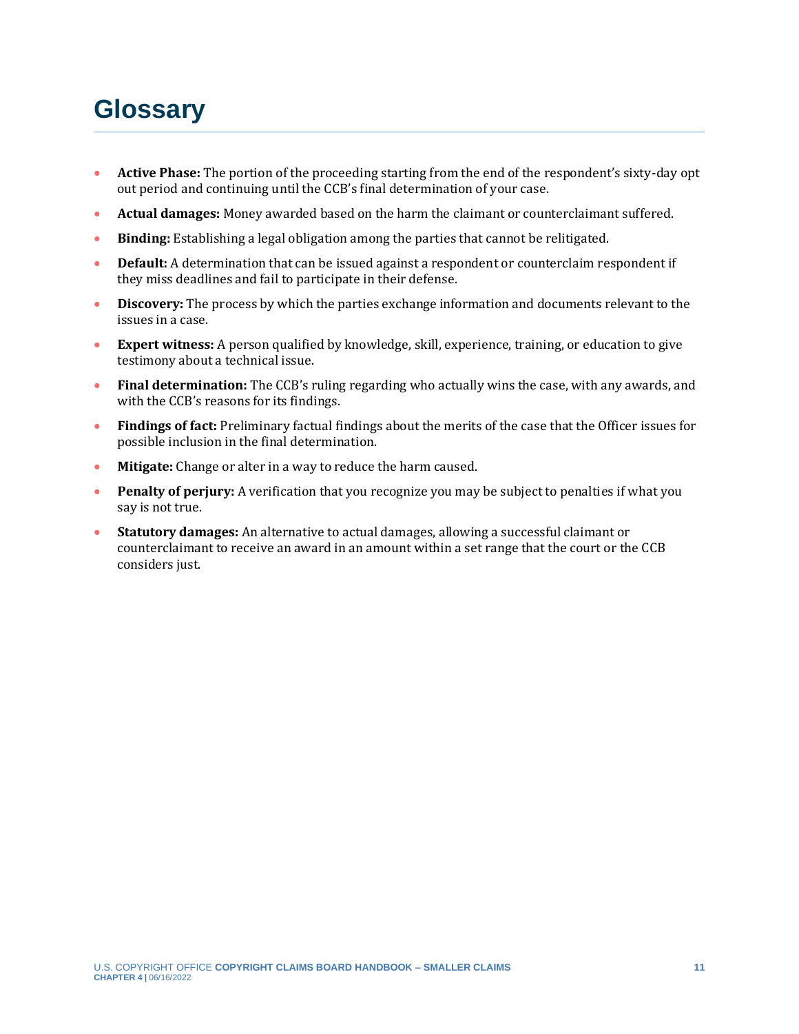# Glossary

- **Active Phase:** The portion of the proceeding starting from the end of the respondent's sixty-day opt out period and continuing until the CCB's final determination of your case.
- **Actual damages:** Money awarded based on the harm the claimant or counterclaimant suffered.
- **Binding:** Establishing a legal obligation among the parties that cannot be relitigated.
- **Default:** A determination that can be issued against a respondent or counterclaim respondent if they miss deadlines and fail to participate in their defense.
- **Discovery:** The process by which the parties exchange information and documents relevant to the issues in a case.
- **Expert witness:** A person qualified by knowledge, skill, experience, training, or education to give testimony about a technical issue.
- **Final determination:** The CCB's ruling regarding who actually wins the case, with any awards, and with the CCB's reasons for its findings.
- **Findings of fact:** Preliminary factual findings about the merits of the case that the Officer issues for possible inclusion in the final determination.
- **Mitigate:** Change or alter in a way to reduce the harm caused.
- **Penalty of perjury:** A verification that you recognize you may be subject to penalties if what you say is not true.
- **Statutory damages:** An alternative to actual damages, allowing a successful claimant or counterclaimant to receive an award in an amount within a set range that the court or the CCB considers just.